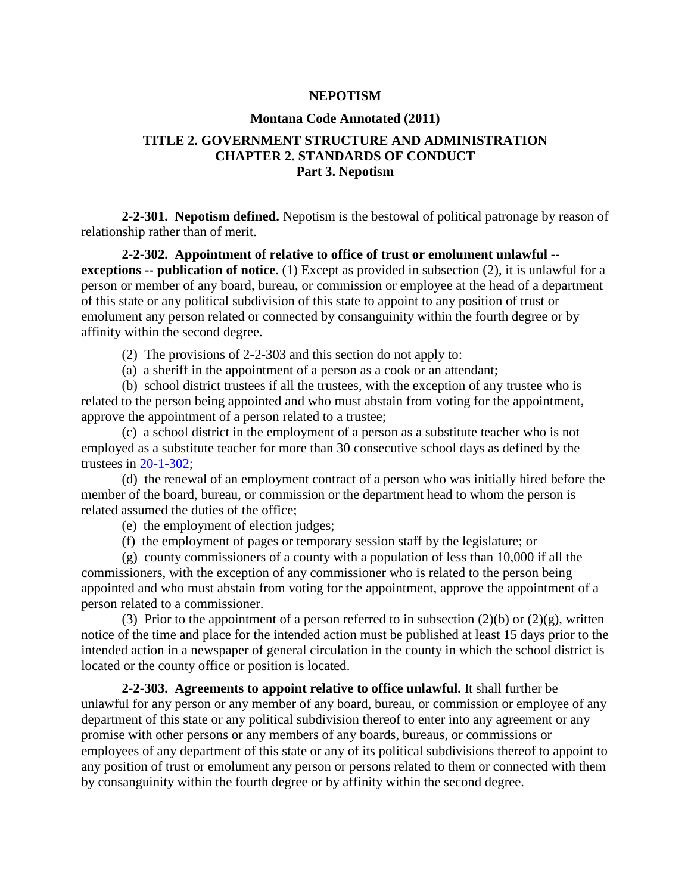# NEPOTISM

## Montana Code Annotated (2011)

### TITLE 2. GOVERNMENT STRUCTURE AND ADMINISTRATION
### CHAPTER 2. STANDARDS OF CONDUCT
### Part 3. Nepotism

**2-2-301. Nepotism defined.** Nepotism is the bestowal of political patronage by reason of relationship rather than of merit.

**2-2-302. Appointment of relative to office of trust or emolument unlawful -- exceptions -- publication of notice**. (1) Except as provided in subsection (2), it is unlawful for a person or member of any board, bureau, or commission or employee at the head of a department of this state or any political subdivision of this state to appoint to any position of trust or emolument any person related or connected by consanguinity within the fourth degree or by affinity within the second degree.

(2) The provisions of 2-2-303 and this section do not apply to:

(a) a sheriff in the appointment of a person as a cook or an attendant;

(b) school district trustees if all the trustees, with the exception of any trustee who is related to the person being appointed and who must abstain from voting for the appointment, approve the appointment of a person related to a trustee;

(c) a school district in the employment of a person as a substitute teacher who is not employed as a substitute teacher for more than 30 consecutive school days as defined by the trustees in 20-1-302;

(d) the renewal of an employment contract of a person who was initially hired before the member of the board, bureau, or commission or the department head to whom the person is related assumed the duties of the office;

(e) the employment of election judges;

(f) the employment of pages or temporary session staff by the legislature; or

(g) county commissioners of a county with a population of less than 10,000 if all the commissioners, with the exception of any commissioner who is related to the person being appointed and who must abstain from voting for the appointment, approve the appointment of a person related to a commissioner.

(3) Prior to the appointment of a person referred to in subsection (2)(b) or (2)(g), written notice of the time and place for the intended action must be published at least 15 days prior to the intended action in a newspaper of general circulation in the county in which the school district is located or the county office or position is located.

**2-2-303. Agreements to appoint relative to office unlawful.** It shall further be unlawful for any person or any member of any board, bureau, or commission or employee of any department of this state or any political subdivision thereof to enter into any agreement or any promise with other persons or any members of any boards, bureaus, or commissions or employees of any department of this state or any of its political subdivisions thereof to appoint to any position of trust or emolument any person or persons related to them or connected with them by consanguinity within the fourth degree or by affinity within the second degree.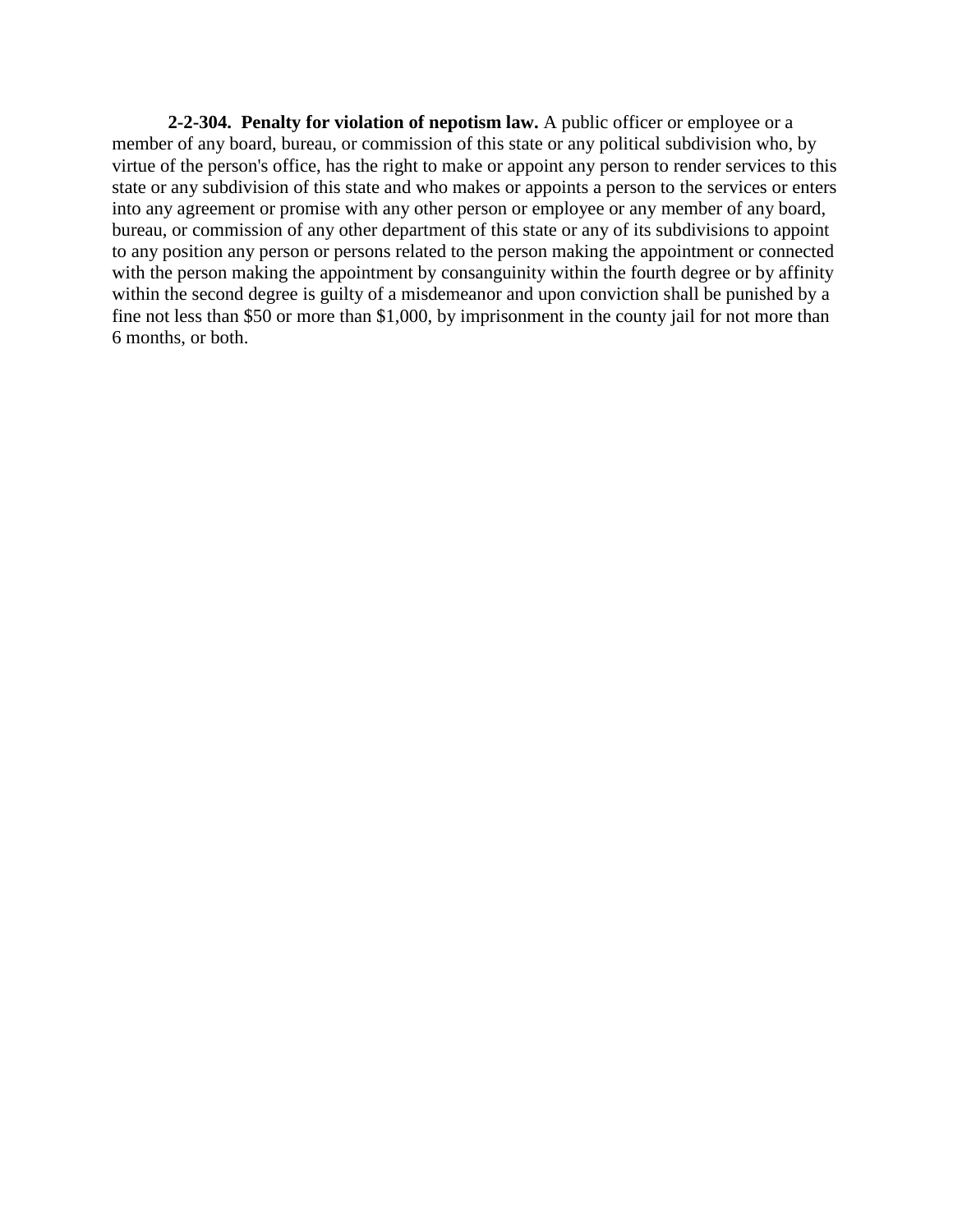**2-2-304. Penalty for violation of nepotism law.** A public officer or employee or a member of any board, bureau, or commission of this state or any political subdivision who, by virtue of the person's office, has the right to make or appoint any person to render services to this state or any subdivision of this state and who makes or appoints a person to the services or enters into any agreement or promise with any other person or employee or any member of any board, bureau, or commission of any other department of this state or any of its subdivisions to appoint to any position any person or persons related to the person making the appointment or connected with the person making the appointment by consanguinity within the fourth degree or by affinity within the second degree is guilty of a misdemeanor and upon conviction shall be punished by a fine not less than $50 or more than $1,000, by imprisonment in the county jail for not more than 6 months, or both.